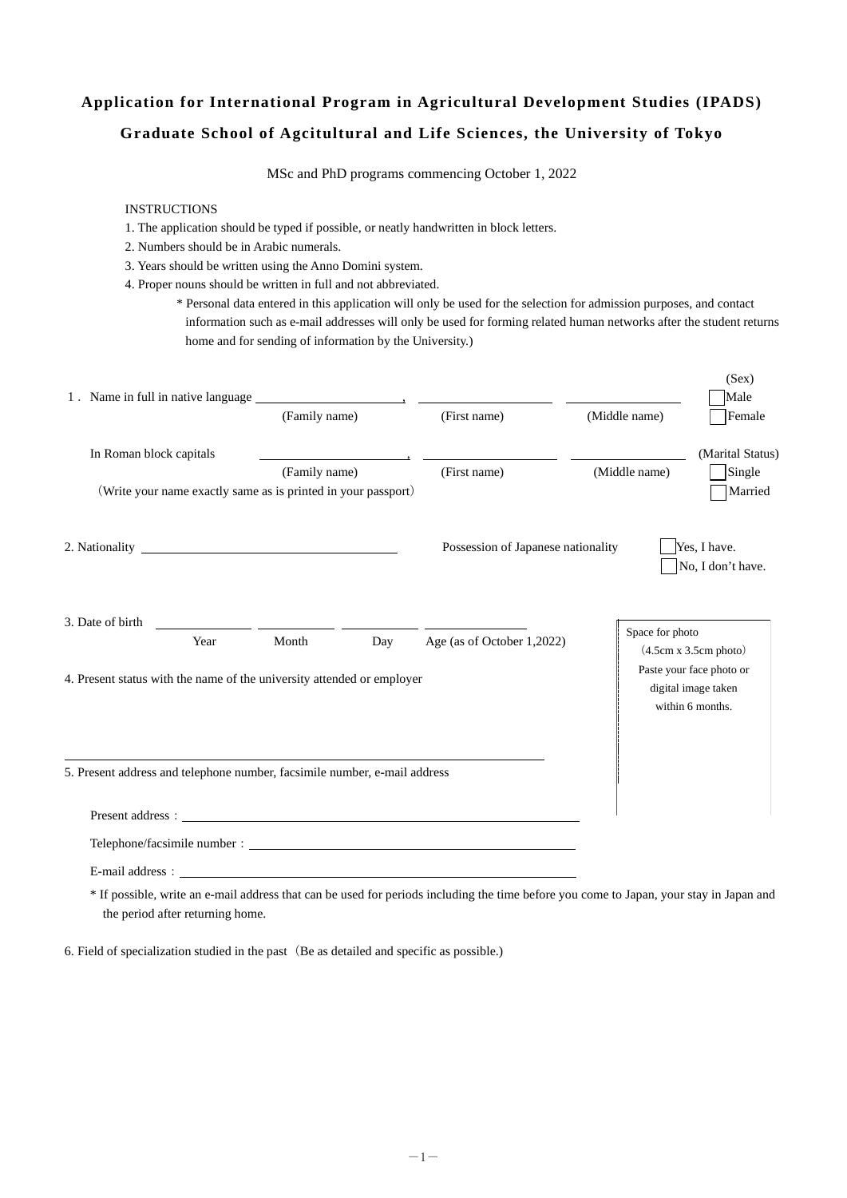# Application for International Program in Agricultural Development Studies (IPADS)

## Graduate School of Agcitultural and Life Sciences, the University of Tokyo

MSc and PhD programs commencing October 1, 2022

INSTRUCTIONS

1. The application should be typed if possible, or neatly handwritten in block letters.
2. Numbers should be in Arabic numerals.
3. Years should be written using the Anno Domini system.
4. Proper nouns should be written in full and not abbreviated.

\* Personal data entered in this application will only be used for the selection for admission purposes, and contact information such as e-mail addresses will only be used for forming related human networks after the student returns home and for sending of information by the University.)

1．Name in full in native language ______________________, ____________________ ____________________

(Family name) (First name) (Middle name)

(Sex)
☐ Male
☐ Female

In Roman block capitals ______________________, ____________________ ____________________

(Family name) (First name) (Middle name)

（Write your name exactly same as is printed in your passport）

(Marital Status)
☐ Single
☐ Married

2. Nationality ________________________________

Possession of Japanese nationality ☐ Yes, I have. ☐ No, I don't have.

3. Date of birth ____________ ____________ ____________ ____________

Year Month Day Age (as of October 1,2022)

Space for photo
（4.5cm x 3.5cm photo）
Paste your face photo or digital image taken within 6 months.

4. Present status with the name of the university attended or employer

________________________________________________________________

5. Present address and telephone number, facsimile number, e-mail address

Present address：________________________________________________

Telephone/facsimile number：________________________________________

E-mail address：________________________________________________

\* If possible, write an e-mail address that can be used for periods including the time before you come to Japan, your stay in Japan and the period after returning home.

6. Field of specialization studied in the past（Be as detailed and specific as possible.）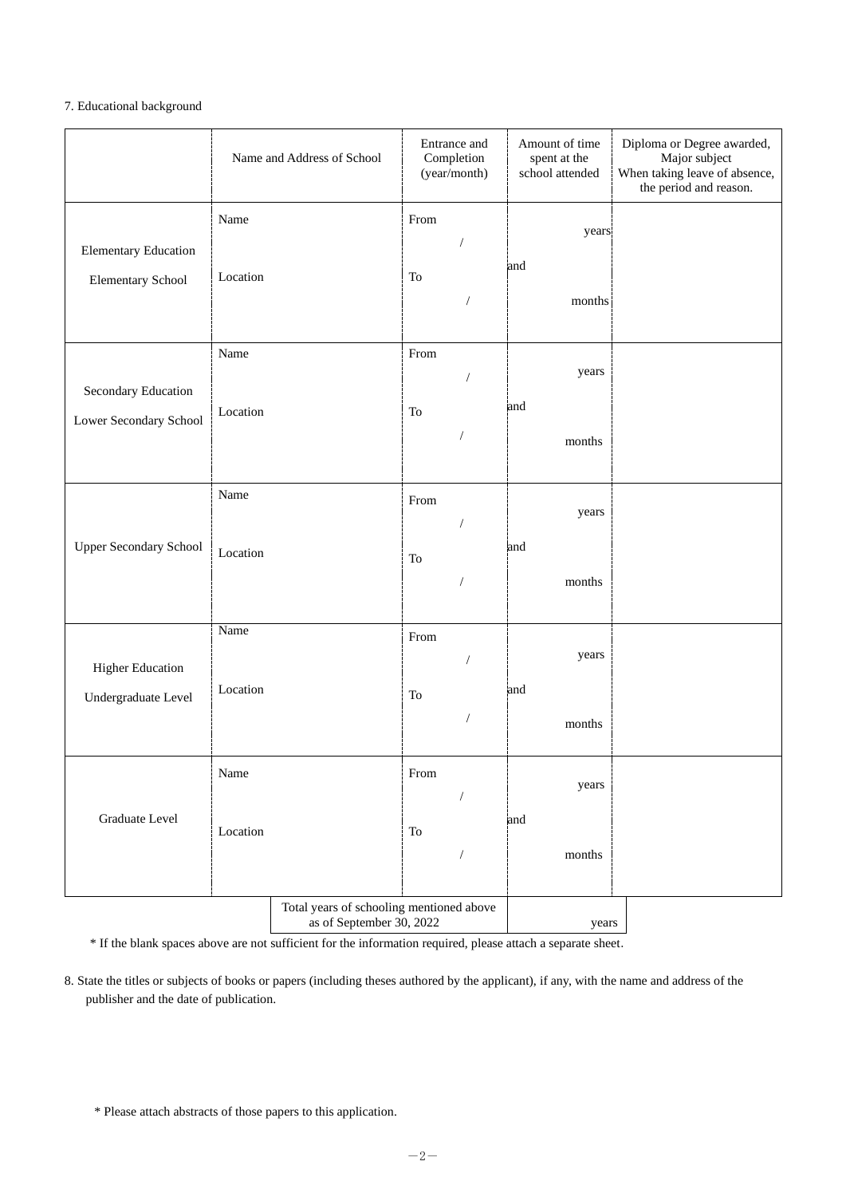7. Educational background

| | Name and Address of School | Entrance and Completion (year/month) | Amount of time spent at the school attended | Diploma or Degree awarded, Major subject When taking leave of absence, the period and reason. |
|---|---|---|---|---|
| Elementary Education Elementary School | Name<br><br>Location | From /<br><br>To / | years<br>and<br>months | |
| Secondary Education Lower Secondary School | Name<br><br>Location | From /<br><br>To / | years<br>and<br>months | |
| Upper Secondary School | Name<br><br>Location | From /<br><br>To / | years<br>and<br>months | |
| Higher Education Undergraduate Level | Name<br><br>Location | From /<br><br>To / | years<br>and<br>months | |
| Graduate Level | Name<br><br>Location | From /<br><br>To / | years<br>and<br>months | |
| | Total years of schooling mentioned above as of September 30, 2022 | | years | |

\* If the blank spaces above are not sufficient for the information required, please attach a separate sheet.

8. State the titles or subjects of books or papers (including theses authored by the applicant), if any, with the name and address of the publisher and the date of publication.

\* Please attach abstracts of those papers to this application.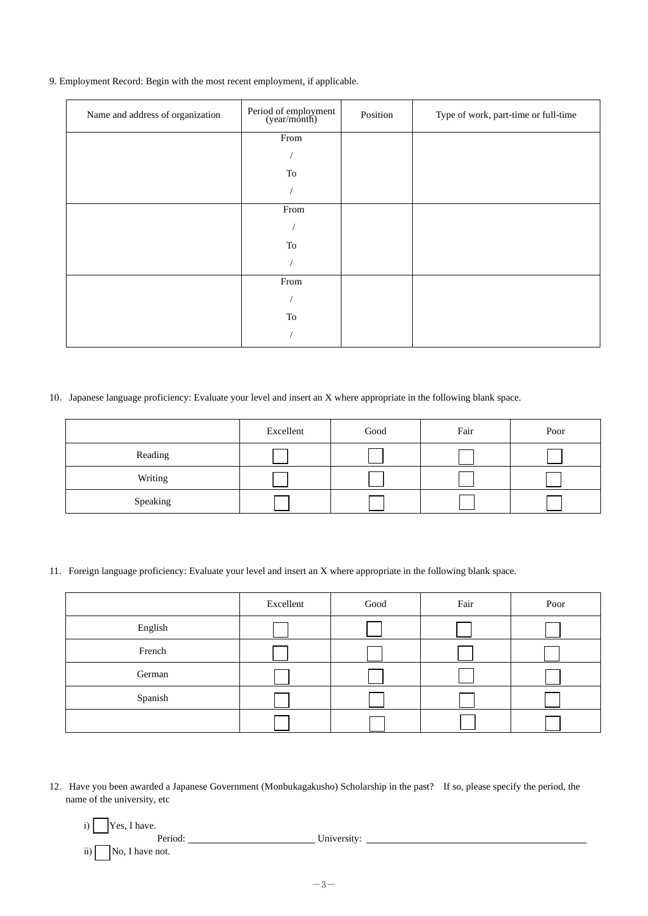9. Employment Record: Begin with the most recent employment, if applicable.

| Name and address of organization | Period of employment (year/month) | Position | Type of work, part-time or full-time |
|---|---|---|---|
| | From / To / | | |
| | From / To / | | |
| | From / To / | | |

10. Japanese language proficiency: Evaluate your level and insert an X where appropriate in the following blank space.

| | Excellent | Good | Fair | Poor |
|---|---|---|---|---|
| Reading | ☐ | ☐ | ☐ | ☐ |
| Writing | ☐ | ☐ | ☐ | ☐ |
| Speaking | ☐ | ☐ | ☐ | ☐ |

11. Foreign language proficiency: Evaluate your level and insert an X where appropriate in the following blank space.

| | Excellent | Good | Fair | Poor |
|---|---|---|---|---|
| English | ☐ | ☐ | ☐ | ☐ |
| French | ☐ | ☐ | ☐ | ☐ |
| German | ☐ | ☐ | ☐ | ☐ |
| Spanish | ☐ | ☐ | ☐ | ☐ |
| | ☐ | ☐ | ☐ | ☐ |

12. Have you been awarded a Japanese Government (Monbukagakusho) Scholarship in the past? If so, please specify the period, the name of the university, etc

i) ☐ Yes, I have.
Period: ______________________ University: ______________________________________

ii) ☐ No, I have not.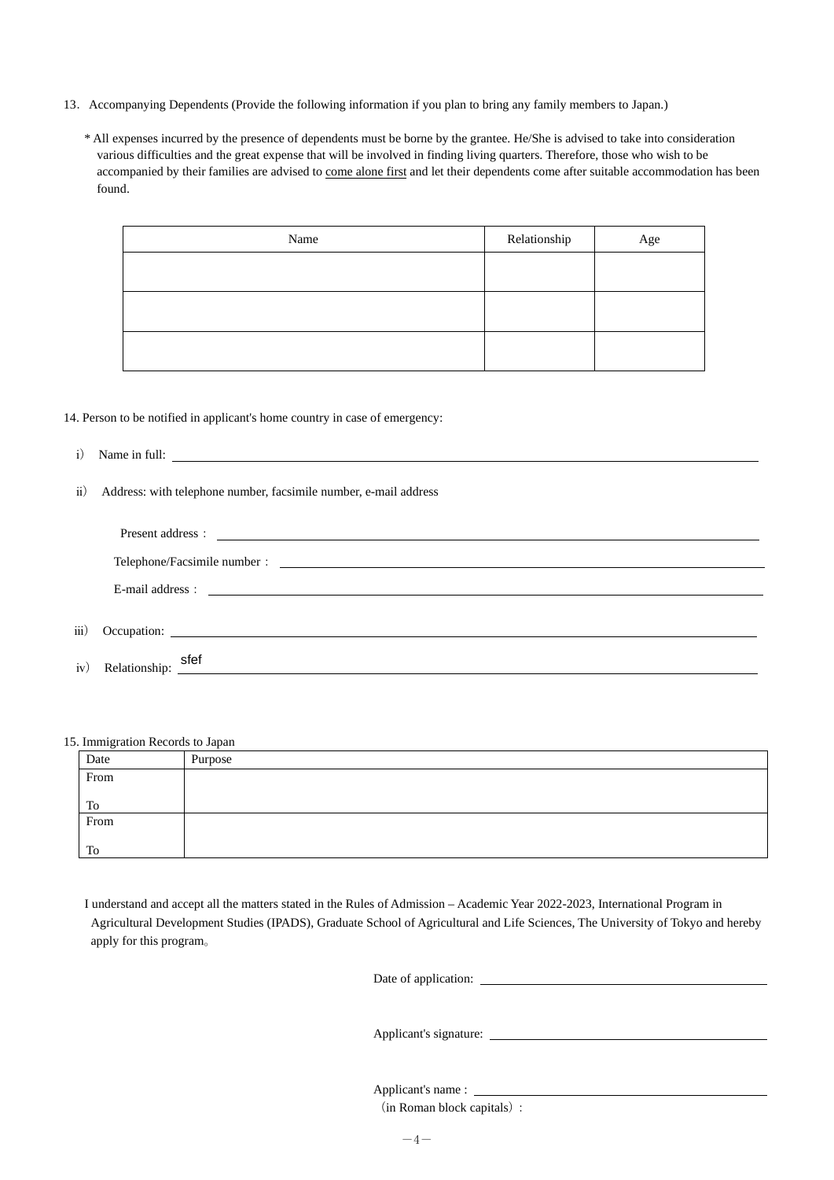13. Accompanying Dependents (Provide the following information if you plan to bring any family members to Japan.)

* All expenses incurred by the presence of dependents must be borne by the grantee. He/She is advised to take into consideration various difficulties and the great expense that will be involved in finding living quarters. Therefore, those who wish to be accompanied by their families are advised to come alone first and let their dependents come after suitable accommodation has been found.

| Name | Relationship | Age |
|---|---|---|
| | | |
| | | |
| | | |

14. Person to be notified in applicant's home country in case of emergency:

i) Name in full: \_\_\_\_\_\_\_\_\_\_\_\_\_\_\_\_\_\_\_\_

ii) Address: with telephone number, facsimile number, e-mail address

Present address： \_\_\_\_\_\_\_\_\_\_\_\_\_\_\_\_\_\_\_\_

Telephone/Facsimile number： \_\_\_\_\_\_\_\_\_\_\_\_\_\_\_\_\_\_\_\_

E-mail address： \_\_\_\_\_\_\_\_\_\_\_\_\_\_\_\_\_\_\_\_

iii) Occupation: \_\_\_\_\_\_\_\_\_\_\_\_\_\_\_\_\_\_\_\_

iv) Relationship: sfef

15. Immigration Records to Japan

| Date | Purpose |
|---|---|
| From<br><br>To | |
| From<br><br>To | |

I understand and accept all the matters stated in the Rules of Admission – Academic Year 2022-2023, International Program in Agricultural Development Studies (IPADS), Graduate School of Agricultural and Life Sciences, The University of Tokyo and hereby apply for this program。

Date of application: \_\_\_\_\_\_\_\_\_\_\_\_\_\_\_\_\_\_\_\_

Applicant's signature: \_\_\_\_\_\_\_\_\_\_\_\_\_\_\_\_\_\_\_\_

Applicant's name : \_\_\_\_\_\_\_\_\_\_\_\_\_\_\_\_\_\_\_\_
（in Roman block capitals）: